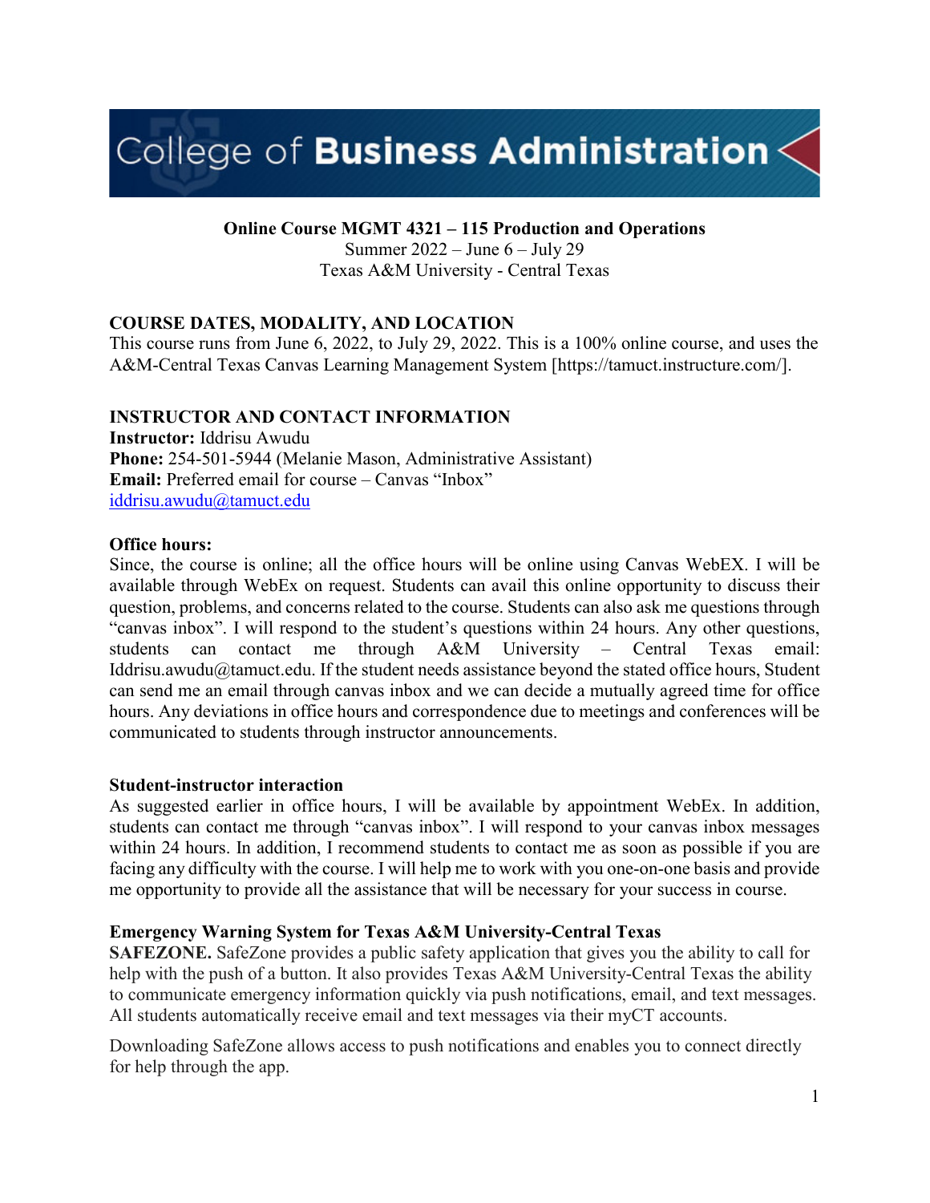# College of Business Administration

**Online Course MGMT 4321 – 115 Production and Operations**
Summer 2022 – June 6 – July 29
Texas A&M University - Central Texas

## COURSE DATES, MODALITY, AND LOCATION

This course runs from June 6, 2022, to July 29, 2022. This is a 100% online course, and uses the A&M-Central Texas Canvas Learning Management System [https://tamuct.instructure.com/].

## INSTRUCTOR AND CONTACT INFORMATION

**Instructor:** Iddrisu Awudu
**Phone:** 254-501-5944 (Melanie Mason, Administrative Assistant)
**Email:** Preferred email for course – Canvas "Inbox"
iddrisu.awudu@tamuct.edu

### Office hours:

Since, the course is online; all the office hours will be online using Canvas WebEX. I will be available through WebEx on request. Students can avail this online opportunity to discuss their question, problems, and concerns related to the course. Students can also ask me questions through "canvas inbox". I will respond to the student's questions within 24 hours. Any other questions, students can contact me through A&M University – Central Texas email: Iddrisu.awudu@tamuct.edu. If the student needs assistance beyond the stated office hours, Student can send me an email through canvas inbox and we can decide a mutually agreed time for office hours. Any deviations in office hours and correspondence due to meetings and conferences will be communicated to students through instructor announcements.

### Student-instructor interaction

As suggested earlier in office hours, I will be available by appointment WebEx. In addition, students can contact me through "canvas inbox". I will respond to your canvas inbox messages within 24 hours. In addition, I recommend students to contact me as soon as possible if you are facing any difficulty with the course. I will help me to work with you one-on-one basis and provide me opportunity to provide all the assistance that will be necessary for your success in course.

### Emergency Warning System for Texas A&M University-Central Texas

**SAFEZONE.** SafeZone provides a public safety application that gives you the ability to call for help with the push of a button. It also provides Texas A&M University-Central Texas the ability to communicate emergency information quickly via push notifications, email, and text messages. All students automatically receive email and text messages via their myCT accounts.

Downloading SafeZone allows access to push notifications and enables you to connect directly for help through the app.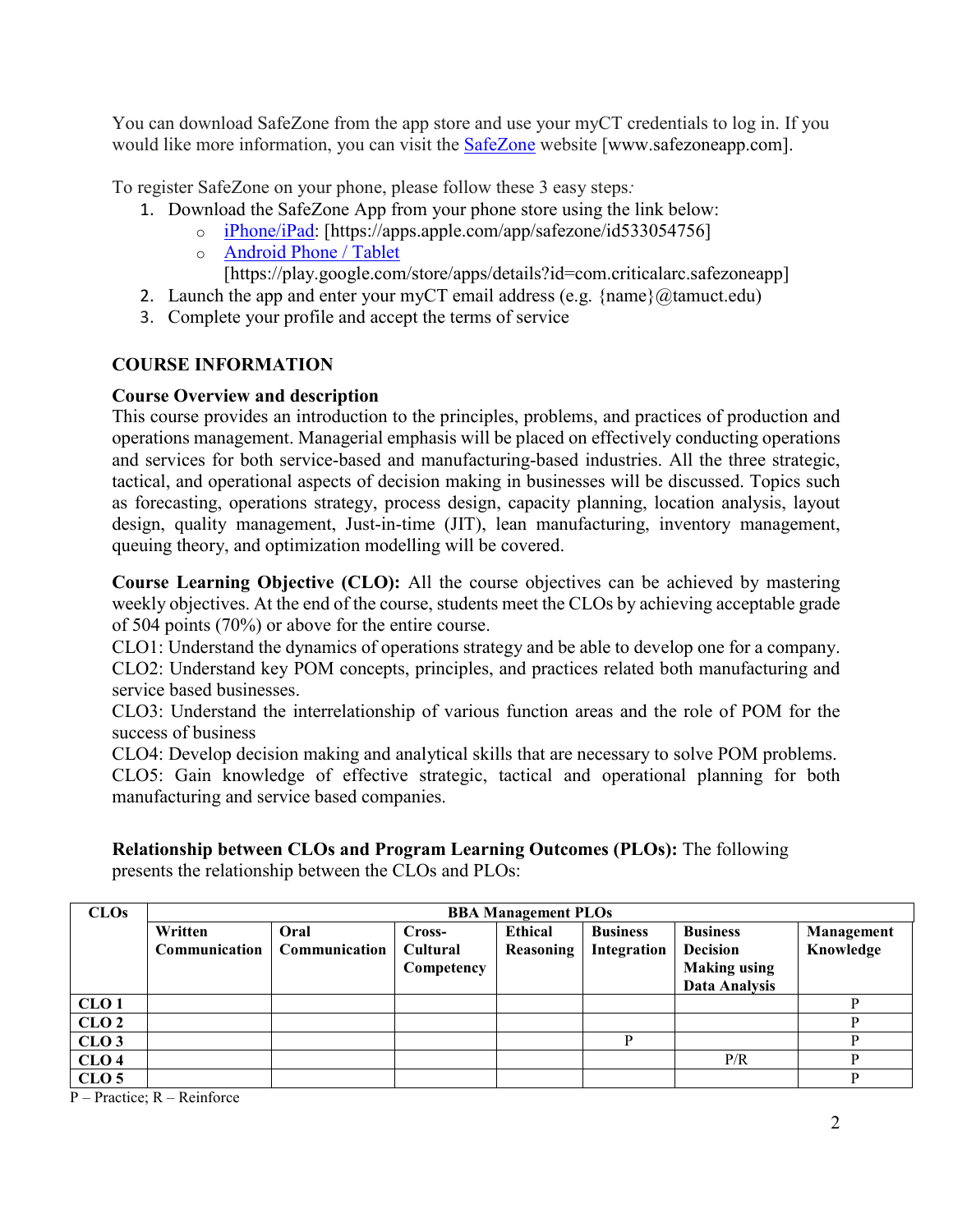You can download SafeZone from the app store and use your myCT credentials to log in. If you would like more information, you can visit the [SafeZone](http://www.safezoneapp.com) website [www.safezoneapp.com].

To register SafeZone on your phone, please follow these 3 easy steps*:*

1. Download the SafeZone App from your phone store using the link below:
   - [iPhone/iPad](https://apps.apple.com/app/safezone/id533054756): [https://apps.apple.com/app/safezone/id533054756]
   - [Android Phone / Tablet](https://play.google.com/store/apps/details?id=com.criticalarc.safezoneapp) [https://play.google.com/store/apps/details?id=com.criticalarc.safezoneapp]
2. Launch the app and enter your myCT email address (e.g. {name}@tamuct.edu)
3. Complete your profile and accept the terms of service

## COURSE INFORMATION

### Course Overview and description

This course provides an introduction to the principles, problems, and practices of production and operations management. Managerial emphasis will be placed on effectively conducting operations and services for both service-based and manufacturing-based industries. All the three strategic, tactical, and operational aspects of decision making in businesses will be discussed. Topics such as forecasting, operations strategy, process design, capacity planning, location analysis, layout design, quality management, Just-in-time (JIT), lean manufacturing, inventory management, queuing theory, and optimization modelling will be covered.

**Course Learning Objective (CLO):** All the course objectives can be achieved by mastering weekly objectives. At the end of the course, students meet the CLOs by achieving acceptable grade of 504 points (70%) or above for the entire course.

CLO1: Understand the dynamics of operations strategy and be able to develop one for a company.
CLO2: Understand key POM concepts, principles, and practices related both manufacturing and service based businesses.
CLO3: Understand the interrelationship of various function areas and the role of POM for the success of business
CLO4: Develop decision making and analytical skills that are necessary to solve POM problems.
CLO5: Gain knowledge of effective strategic, tactical and operational planning for both manufacturing and service based companies.

**Relationship between CLOs and Program Learning Outcomes (PLOs):** The following presents the relationship between the CLOs and PLOs:

| CLOs | BBA Management PLOs | | | | | | |
|---|---|---|---|---|---|---|---|
| | Written Communication | Oral Communication | Cross-Cultural Competency | Ethical Reasoning | Business Integration | Business Decision Making using Data Analysis | Management Knowledge |
| CLO 1 | | | | | | | P |
| CLO 2 | | | | | | | P |
| CLO 3 | | | | | P | | P |
| CLO 4 | | | | | | P/R | P |
| CLO 5 | | | | | | | P |

P – Practice; R – Reinforce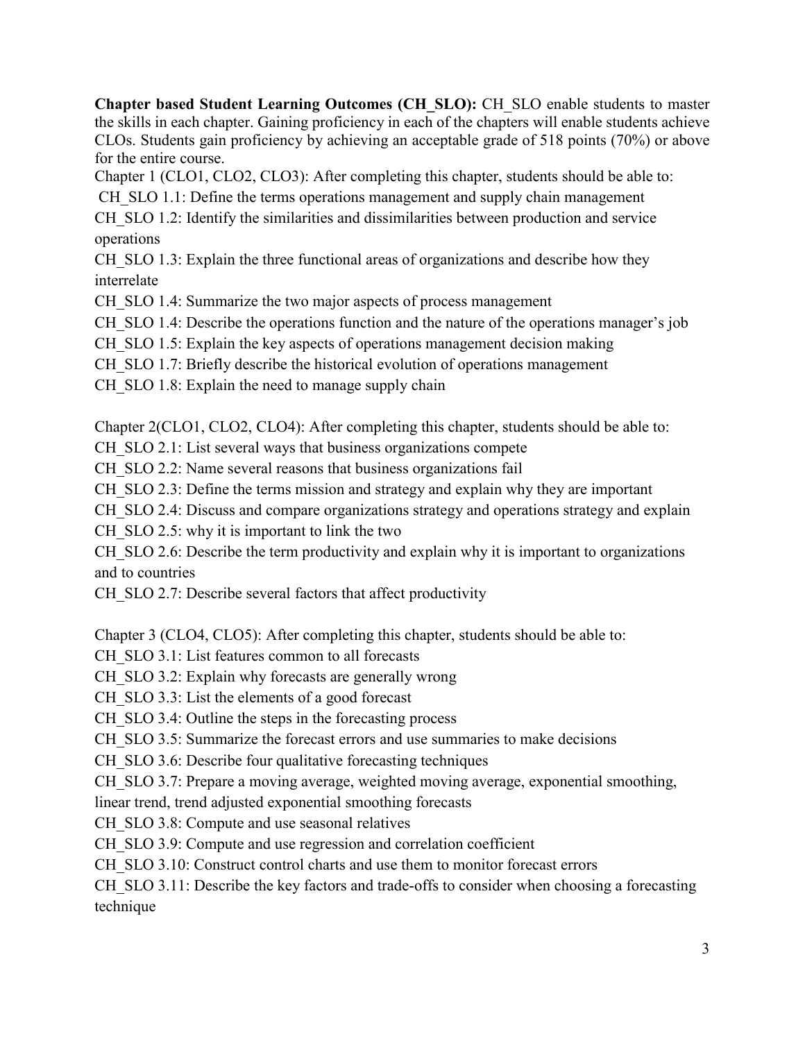**Chapter based Student Learning Outcomes (CH_SLO):** CH_SLO enable students to master the skills in each chapter. Gaining proficiency in each of the chapters will enable students achieve CLOs. Students gain proficiency by achieving an acceptable grade of 518 points (70%) or above for the entire course.

Chapter 1 (CLO1, CLO2, CLO3): After completing this chapter, students should be able to:

CH_SLO 1.1: Define the terms operations management and supply chain management

CH_SLO 1.2: Identify the similarities and dissimilarities between production and service operations

CH_SLO 1.3: Explain the three functional areas of organizations and describe how they interrelate

CH_SLO 1.4: Summarize the two major aspects of process management

CH_SLO 1.4: Describe the operations function and the nature of the operations manager's job

CH_SLO 1.5: Explain the key aspects of operations management decision making

CH_SLO 1.7: Briefly describe the historical evolution of operations management

CH_SLO 1.8: Explain the need to manage supply chain

Chapter 2(CLO1, CLO2, CLO4): After completing this chapter, students should be able to:

CH_SLO 2.1: List several ways that business organizations compete

CH_SLO 2.2: Name several reasons that business organizations fail

CH_SLO 2.3: Define the terms mission and strategy and explain why they are important

CH_SLO 2.4: Discuss and compare organizations strategy and operations strategy and explain

CH_SLO 2.5: why it is important to link the two

CH_SLO 2.6: Describe the term productivity and explain why it is important to organizations and to countries

CH_SLO 2.7: Describe several factors that affect productivity

Chapter 3 (CLO4, CLO5): After completing this chapter, students should be able to:

CH_SLO 3.1: List features common to all forecasts

CH_SLO 3.2: Explain why forecasts are generally wrong

CH_SLO 3.3: List the elements of a good forecast

CH_SLO 3.4: Outline the steps in the forecasting process

CH_SLO 3.5: Summarize the forecast errors and use summaries to make decisions

CH_SLO 3.6: Describe four qualitative forecasting techniques

CH_SLO 3.7: Prepare a moving average, weighted moving average, exponential smoothing, linear trend, trend adjusted exponential smoothing forecasts

CH_SLO 3.8: Compute and use seasonal relatives

CH_SLO 3.9: Compute and use regression and correlation coefficient

CH_SLO 3.10: Construct control charts and use them to monitor forecast errors

CH_SLO 3.11: Describe the key factors and trade-offs to consider when choosing a forecasting technique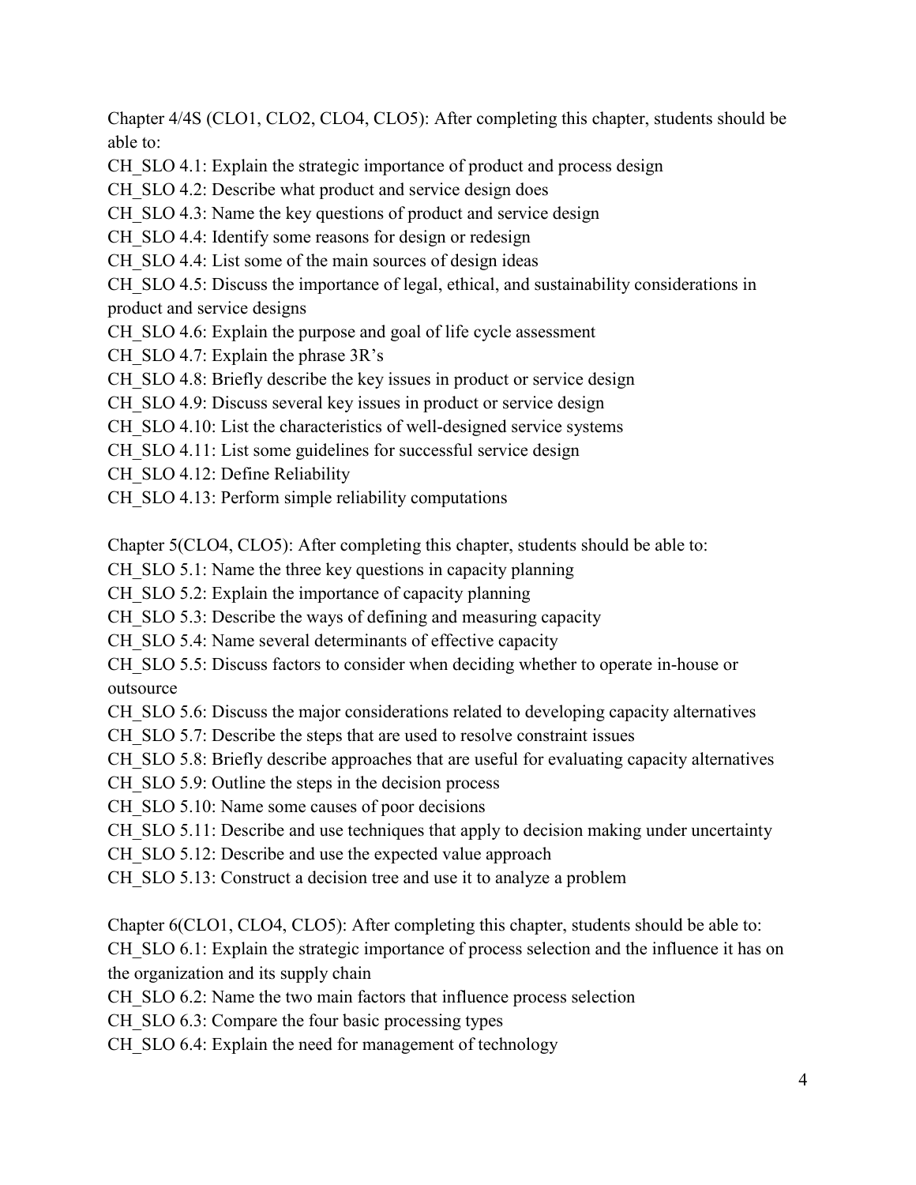Chapter 4/4S (CLO1, CLO2, CLO4, CLO5): After completing this chapter, students should be able to:

CH_SLO 4.1: Explain the strategic importance of product and process design

CH_SLO 4.2: Describe what product and service design does

CH_SLO 4.3: Name the key questions of product and service design

CH_SLO 4.4: Identify some reasons for design or redesign

CH_SLO 4.4: List some of the main sources of design ideas

CH_SLO 4.5: Discuss the importance of legal, ethical, and sustainability considerations in product and service designs

CH_SLO 4.6: Explain the purpose and goal of life cycle assessment

CH_SLO 4.7: Explain the phrase 3R's

CH_SLO 4.8: Briefly describe the key issues in product or service design

CH_SLO 4.9: Discuss several key issues in product or service design

CH_SLO 4.10: List the characteristics of well-designed service systems

CH_SLO 4.11: List some guidelines for successful service design

CH_SLO 4.12: Define Reliability

CH_SLO 4.13: Perform simple reliability computations

Chapter 5(CLO4, CLO5): After completing this chapter, students should be able to:

CH_SLO 5.1: Name the three key questions in capacity planning

CH_SLO 5.2: Explain the importance of capacity planning

CH_SLO 5.3: Describe the ways of defining and measuring capacity

CH_SLO 5.4: Name several determinants of effective capacity

CH_SLO 5.5: Discuss factors to consider when deciding whether to operate in-house or outsource

CH_SLO 5.6: Discuss the major considerations related to developing capacity alternatives

CH_SLO 5.7: Describe the steps that are used to resolve constraint issues

CH_SLO 5.8: Briefly describe approaches that are useful for evaluating capacity alternatives

CH_SLO 5.9: Outline the steps in the decision process

CH_SLO 5.10: Name some causes of poor decisions

CH_SLO 5.11: Describe and use techniques that apply to decision making under uncertainty

CH_SLO 5.12: Describe and use the expected value approach

CH_SLO 5.13: Construct a decision tree and use it to analyze a problem

Chapter 6(CLO1, CLO4, CLO5): After completing this chapter, students should be able to:

CH_SLO 6.1: Explain the strategic importance of process selection and the influence it has on the organization and its supply chain

CH_SLO 6.2: Name the two main factors that influence process selection

CH_SLO 6.3: Compare the four basic processing types

CH_SLO 6.4: Explain the need for management of technology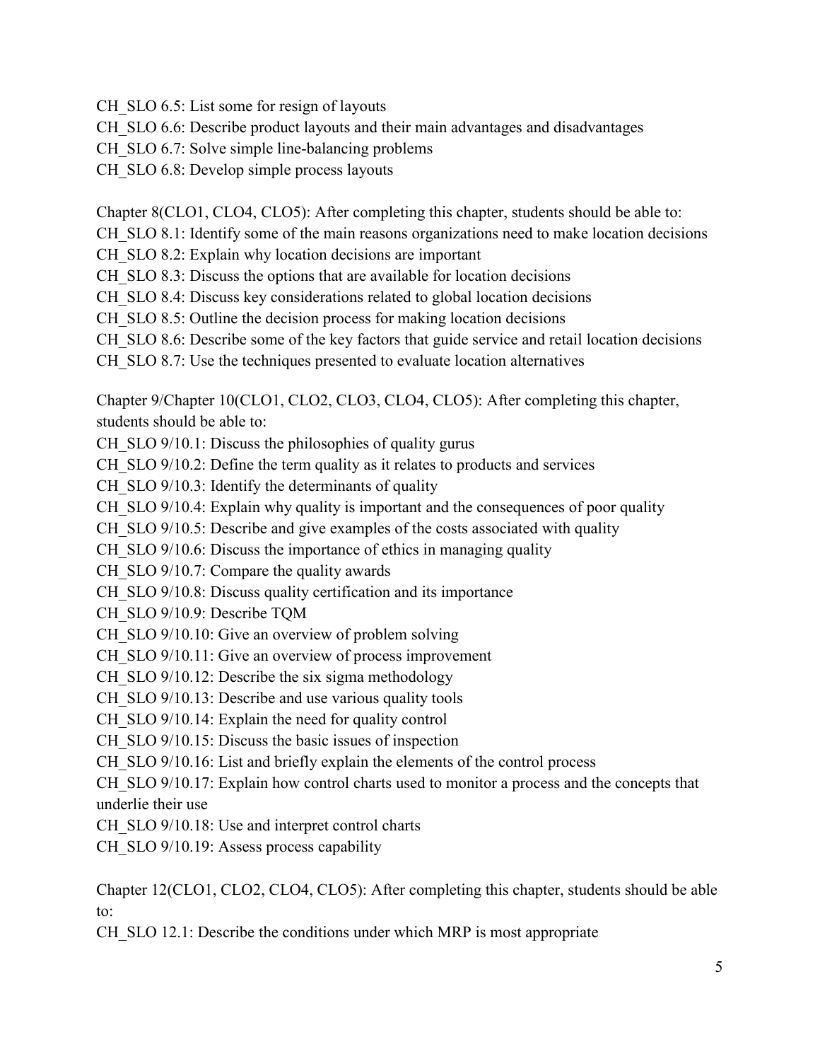CH_SLO 6.5: List some for resign of layouts
CH_SLO 6.6: Describe product layouts and their main advantages and disadvantages
CH_SLO 6.7: Solve simple line-balancing problems
CH_SLO 6.8: Develop simple process layouts

Chapter 8(CLO1, CLO4, CLO5): After completing this chapter, students should be able to:
CH_SLO 8.1: Identify some of the main reasons organizations need to make location decisions
CH_SLO 8.2: Explain why location decisions are important
CH_SLO 8.3: Discuss the options that are available for location decisions
CH_SLO 8.4: Discuss key considerations related to global location decisions
CH_SLO 8.5: Outline the decision process for making location decisions
CH_SLO 8.6: Describe some of the key factors that guide service and retail location decisions
CH_SLO 8.7: Use the techniques presented to evaluate location alternatives

Chapter 9/Chapter 10(CLO1, CLO2, CLO3, CLO4, CLO5): After completing this chapter, students should be able to:
CH_SLO 9/10.1: Discuss the philosophies of quality gurus
CH_SLO 9/10.2: Define the term quality as it relates to products and services
CH_SLO 9/10.3: Identify the determinants of quality
CH_SLO 9/10.4: Explain why quality is important and the consequences of poor quality
CH_SLO 9/10.5: Describe and give examples of the costs associated with quality
CH_SLO 9/10.6: Discuss the importance of ethics in managing quality
CH_SLO 9/10.7: Compare the quality awards
CH_SLO 9/10.8: Discuss quality certification and its importance
CH_SLO 9/10.9: Describe TQM
CH_SLO 9/10.10: Give an overview of problem solving
CH_SLO 9/10.11: Give an overview of process improvement
CH_SLO 9/10.12: Describe the six sigma methodology
CH_SLO 9/10.13: Describe and use various quality tools
CH_SLO 9/10.14: Explain the need for quality control
CH_SLO 9/10.15: Discuss the basic issues of inspection
CH_SLO 9/10.16: List and briefly explain the elements of the control process
CH_SLO 9/10.17: Explain how control charts used to monitor a process and the concepts that underlie their use
CH_SLO 9/10.18: Use and interpret control charts
CH_SLO 9/10.19: Assess process capability

Chapter 12(CLO1, CLO2, CLO4, CLO5): After completing this chapter, students should be able to:
CH_SLO 12.1: Describe the conditions under which MRP is most appropriate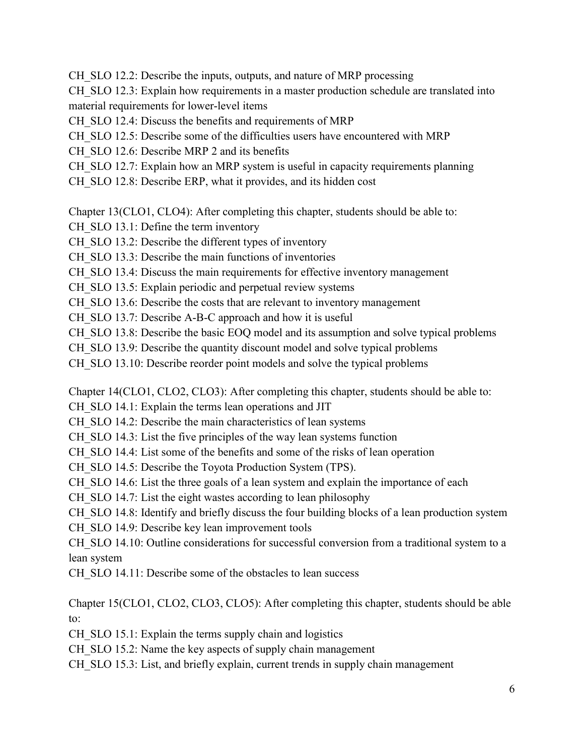CH_SLO 12.2: Describe the inputs, outputs, and nature of MRP processing

CH_SLO 12.3: Explain how requirements in a master production schedule are translated into material requirements for lower-level items

CH_SLO 12.4: Discuss the benefits and requirements of MRP

CH_SLO 12.5: Describe some of the difficulties users have encountered with MRP

CH_SLO 12.6: Describe MRP 2 and its benefits

CH_SLO 12.7: Explain how an MRP system is useful in capacity requirements planning

CH_SLO 12.8: Describe ERP, what it provides, and its hidden cost

Chapter 13(CLO1, CLO4): After completing this chapter, students should be able to:

CH_SLO 13.1: Define the term inventory

CH_SLO 13.2: Describe the different types of inventory

CH_SLO 13.3: Describe the main functions of inventories

CH_SLO 13.4: Discuss the main requirements for effective inventory management

CH_SLO 13.5: Explain periodic and perpetual review systems

CH_SLO 13.6: Describe the costs that are relevant to inventory management

CH_SLO 13.7: Describe A-B-C approach and how it is useful

CH_SLO 13.8: Describe the basic EOQ model and its assumption and solve typical problems

CH_SLO 13.9: Describe the quantity discount model and solve typical problems

CH_SLO 13.10: Describe reorder point models and solve the typical problems

Chapter 14(CLO1, CLO2, CLO3): After completing this chapter, students should be able to:

CH_SLO 14.1: Explain the terms lean operations and JIT

CH_SLO 14.2: Describe the main characteristics of lean systems

CH_SLO 14.3: List the five principles of the way lean systems function

CH_SLO 14.4: List some of the benefits and some of the risks of lean operation

CH_SLO 14.5: Describe the Toyota Production System (TPS).

CH_SLO 14.6: List the three goals of a lean system and explain the importance of each

CH_SLO 14.7: List the eight wastes according to lean philosophy

CH_SLO 14.8: Identify and briefly discuss the four building blocks of a lean production system

CH_SLO 14.9: Describe key lean improvement tools

CH_SLO 14.10: Outline considerations for successful conversion from a traditional system to a lean system

CH_SLO 14.11: Describe some of the obstacles to lean success

Chapter 15(CLO1, CLO2, CLO3, CLO5): After completing this chapter, students should be able to:

CH_SLO 15.1: Explain the terms supply chain and logistics

CH_SLO 15.2: Name the key aspects of supply chain management

CH_SLO 15.3: List, and briefly explain, current trends in supply chain management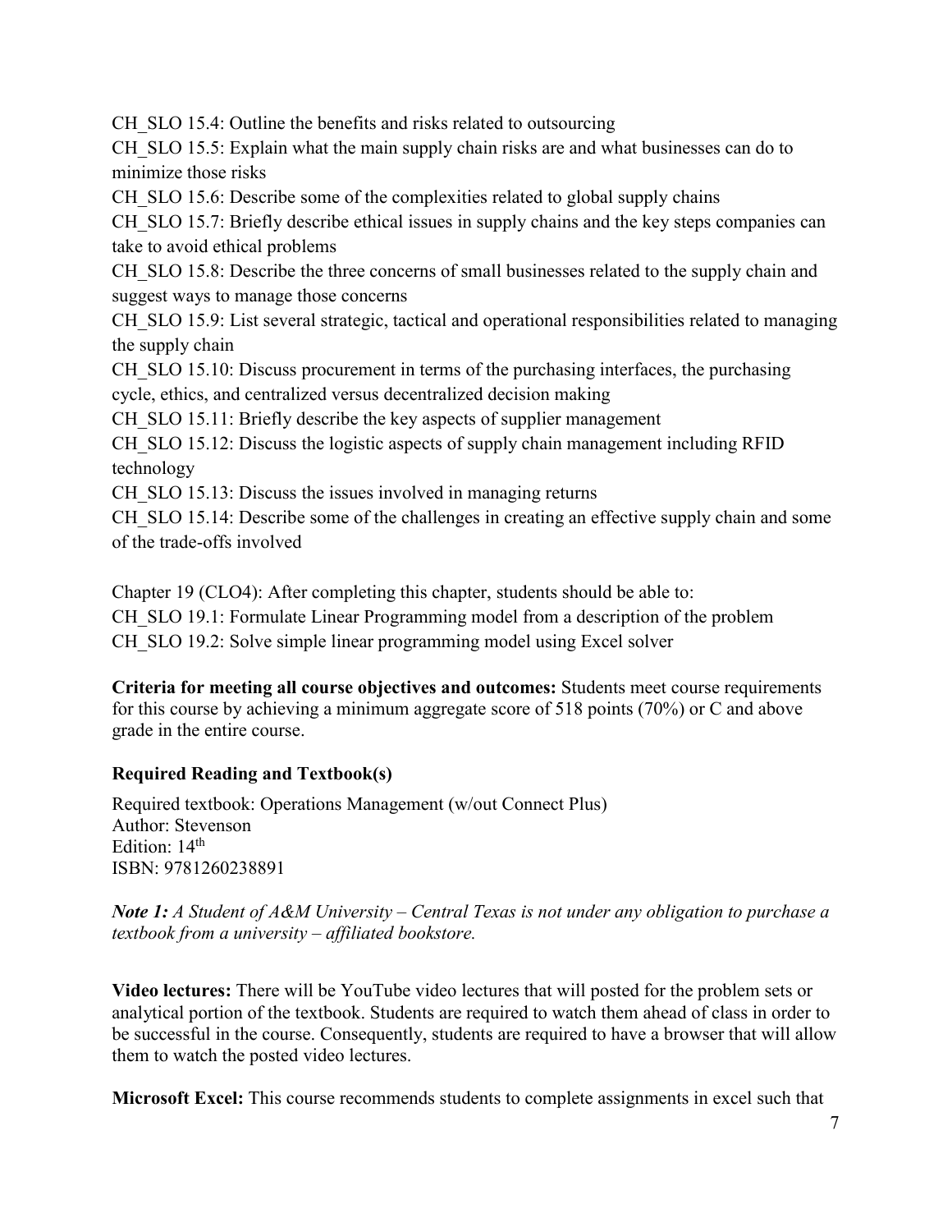CH_SLO 15.4: Outline the benefits and risks related to outsourcing
CH_SLO 15.5: Explain what the main supply chain risks are and what businesses can do to minimize those risks
CH_SLO 15.6: Describe some of the complexities related to global supply chains
CH_SLO 15.7: Briefly describe ethical issues in supply chains and the key steps companies can take to avoid ethical problems
CH_SLO 15.8: Describe the three concerns of small businesses related to the supply chain and suggest ways to manage those concerns
CH_SLO 15.9: List several strategic, tactical and operational responsibilities related to managing the supply chain
CH_SLO 15.10: Discuss procurement in terms of the purchasing interfaces, the purchasing cycle, ethics, and centralized versus decentralized decision making
CH_SLO 15.11: Briefly describe the key aspects of supplier management
CH_SLO 15.12: Discuss the logistic aspects of supply chain management including RFID technology
CH_SLO 15.13: Discuss the issues involved in managing returns
CH_SLO 15.14: Describe some of the challenges in creating an effective supply chain and some of the trade-offs involved

Chapter 19 (CLO4): After completing this chapter, students should be able to:
CH_SLO 19.1: Formulate Linear Programming model from a description of the problem
CH_SLO 19.2: Solve simple linear programming model using Excel solver

**Criteria for meeting all course objectives and outcomes:** Students meet course requirements for this course by achieving a minimum aggregate score of 518 points (70%) or C and above grade in the entire course.

### Required Reading and Textbook(s)

Required textbook: Operations Management (w/out Connect Plus)
Author: Stevenson
Edition: 14th
ISBN: 9781260238891

***Note 1:*** *A Student of A&M University – Central Texas is not under any obligation to purchase a textbook from a university – affiliated bookstore.*

**Video lectures:** There will be YouTube video lectures that will posted for the problem sets or analytical portion of the textbook. Students are required to watch them ahead of class in order to be successful in the course. Consequently, students are required to have a browser that will allow them to watch the posted video lectures.

**Microsoft Excel:** This course recommends students to complete assignments in excel such that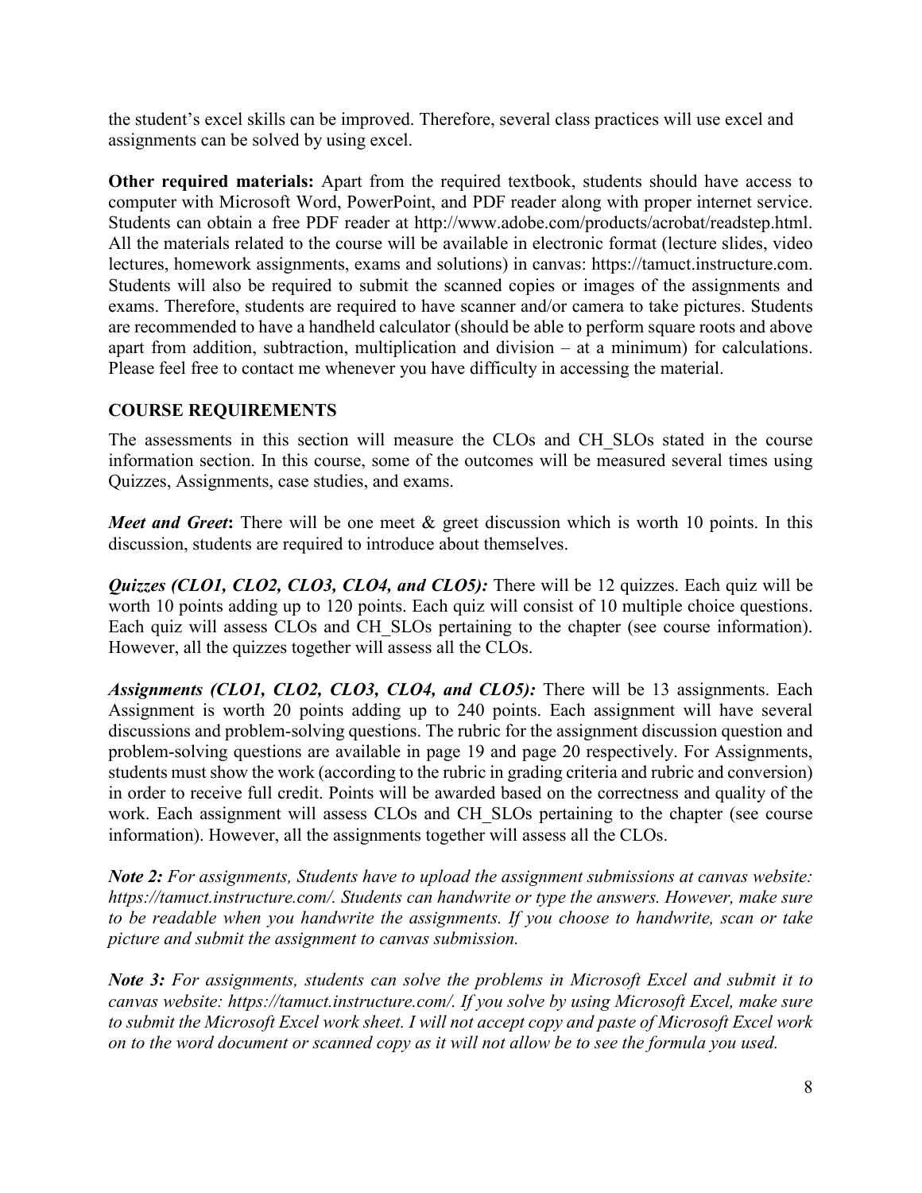the student's excel skills can be improved. Therefore, several class practices will use excel and assignments can be solved by using excel.

**Other required materials:** Apart from the required textbook, students should have access to computer with Microsoft Word, PowerPoint, and PDF reader along with proper internet service. Students can obtain a free PDF reader at http://www.adobe.com/products/acrobat/readstep.html. All the materials related to the course will be available in electronic format (lecture slides, video lectures, homework assignments, exams and solutions) in canvas: https://tamuct.instructure.com. Students will also be required to submit the scanned copies or images of the assignments and exams. Therefore, students are required to have scanner and/or camera to take pictures. Students are recommended to have a handheld calculator (should be able to perform square roots and above apart from addition, subtraction, multiplication and division – at a minimum) for calculations. Please feel free to contact me whenever you have difficulty in accessing the material.

## COURSE REQUIREMENTS

The assessments in this section will measure the CLOs and CH_SLOs stated in the course information section. In this course, some of the outcomes will be measured several times using Quizzes, Assignments, case studies, and exams.

***Meet and Greet*****:** There will be one meet & greet discussion which is worth 10 points. In this discussion, students are required to introduce about themselves.

***Quizzes (CLO1, CLO2, CLO3, CLO4, and CLO5):*** There will be 12 quizzes. Each quiz will be worth 10 points adding up to 120 points. Each quiz will consist of 10 multiple choice questions. Each quiz will assess CLOs and CH_SLOs pertaining to the chapter (see course information). However, all the quizzes together will assess all the CLOs.

***Assignments (CLO1, CLO2, CLO3, CLO4, and CLO5):*** There will be 13 assignments. Each Assignment is worth 20 points adding up to 240 points. Each assignment will have several discussions and problem-solving questions. The rubric for the assignment discussion question and problem-solving questions are available in page 19 and page 20 respectively. For Assignments, students must show the work (according to the rubric in grading criteria and rubric and conversion) in order to receive full credit. Points will be awarded based on the correctness and quality of the work. Each assignment will assess CLOs and CH_SLOs pertaining to the chapter (see course information). However, all the assignments together will assess all the CLOs.

***Note 2:*** *For assignments, Students have to upload the assignment submissions at canvas website: https://tamuct.instructure.com/. Students can handwrite or type the answers. However, make sure to be readable when you handwrite the assignments. If you choose to handwrite, scan or take picture and submit the assignment to canvas submission.*

***Note 3:*** *For assignments, students can solve the problems in Microsoft Excel and submit it to canvas website: https://tamuct.instructure.com/. If you solve by using Microsoft Excel, make sure to submit the Microsoft Excel work sheet. I will not accept copy and paste of Microsoft Excel work on to the word document or scanned copy as it will not allow be to see the formula you used.*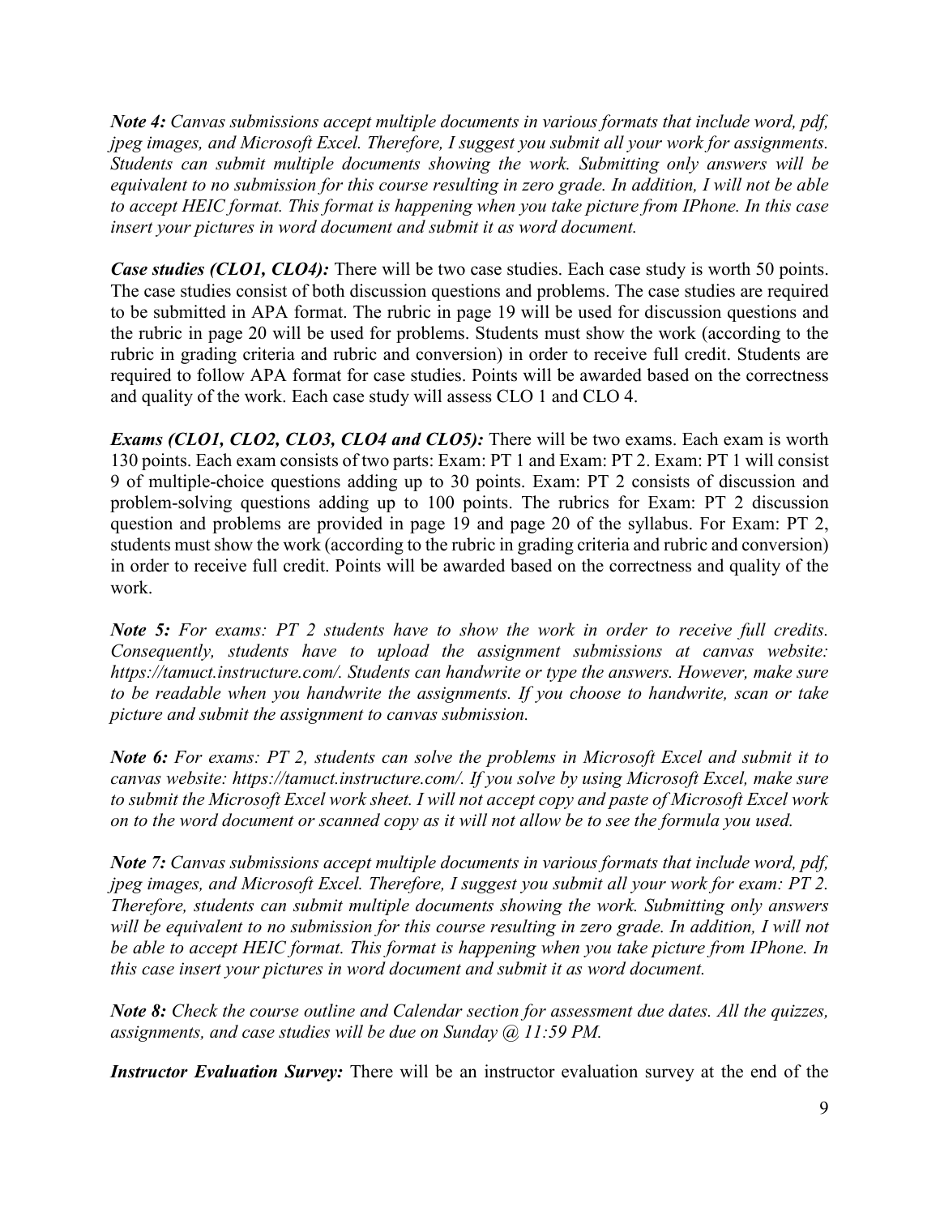***Note 4:*** *Canvas submissions accept multiple documents in various formats that include word, pdf, jpeg images, and Microsoft Excel. Therefore, I suggest you submit all your work for assignments. Students can submit multiple documents showing the work. Submitting only answers will be equivalent to no submission for this course resulting in zero grade. In addition, I will not be able to accept HEIC format. This format is happening when you take picture from IPhone. In this case insert your pictures in word document and submit it as word document.*

***Case studies (CLO1, CLO4):*** There will be two case studies. Each case study is worth 50 points. The case studies consist of both discussion questions and problems. The case studies are required to be submitted in APA format. The rubric in page 19 will be used for discussion questions and the rubric in page 20 will be used for problems. Students must show the work (according to the rubric in grading criteria and rubric and conversion) in order to receive full credit. Students are required to follow APA format for case studies. Points will be awarded based on the correctness and quality of the work. Each case study will assess CLO 1 and CLO 4.

***Exams (CLO1, CLO2, CLO3, CLO4 and CLO5):*** There will be two exams. Each exam is worth 130 points. Each exam consists of two parts: Exam: PT 1 and Exam: PT 2. Exam: PT 1 will consist 9 of multiple-choice questions adding up to 30 points. Exam: PT 2 consists of discussion and problem-solving questions adding up to 100 points. The rubrics for Exam: PT 2 discussion question and problems are provided in page 19 and page 20 of the syllabus. For Exam: PT 2, students must show the work (according to the rubric in grading criteria and rubric and conversion) in order to receive full credit. Points will be awarded based on the correctness and quality of the work.

***Note 5:*** *For exams: PT 2 students have to show the work in order to receive full credits. Consequently, students have to upload the assignment submissions at canvas website: https://tamuct.instructure.com/. Students can handwrite or type the answers. However, make sure to be readable when you handwrite the assignments. If you choose to handwrite, scan or take picture and submit the assignment to canvas submission.*

***Note 6:*** *For exams: PT 2, students can solve the problems in Microsoft Excel and submit it to canvas website: https://tamuct.instructure.com/. If you solve by using Microsoft Excel, make sure to submit the Microsoft Excel work sheet. I will not accept copy and paste of Microsoft Excel work on to the word document or scanned copy as it will not allow be to see the formula you used.*

***Note 7:*** *Canvas submissions accept multiple documents in various formats that include word, pdf, jpeg images, and Microsoft Excel. Therefore, I suggest you submit all your work for exam: PT 2. Therefore, students can submit multiple documents showing the work. Submitting only answers will be equivalent to no submission for this course resulting in zero grade. In addition, I will not be able to accept HEIC format. This format is happening when you take picture from IPhone. In this case insert your pictures in word document and submit it as word document.*

***Note 8:*** *Check the course outline and Calendar section for assessment due dates. All the quizzes, assignments, and case studies will be due on Sunday @ 11:59 PM.*

***Instructor Evaluation Survey:*** There will be an instructor evaluation survey at the end of the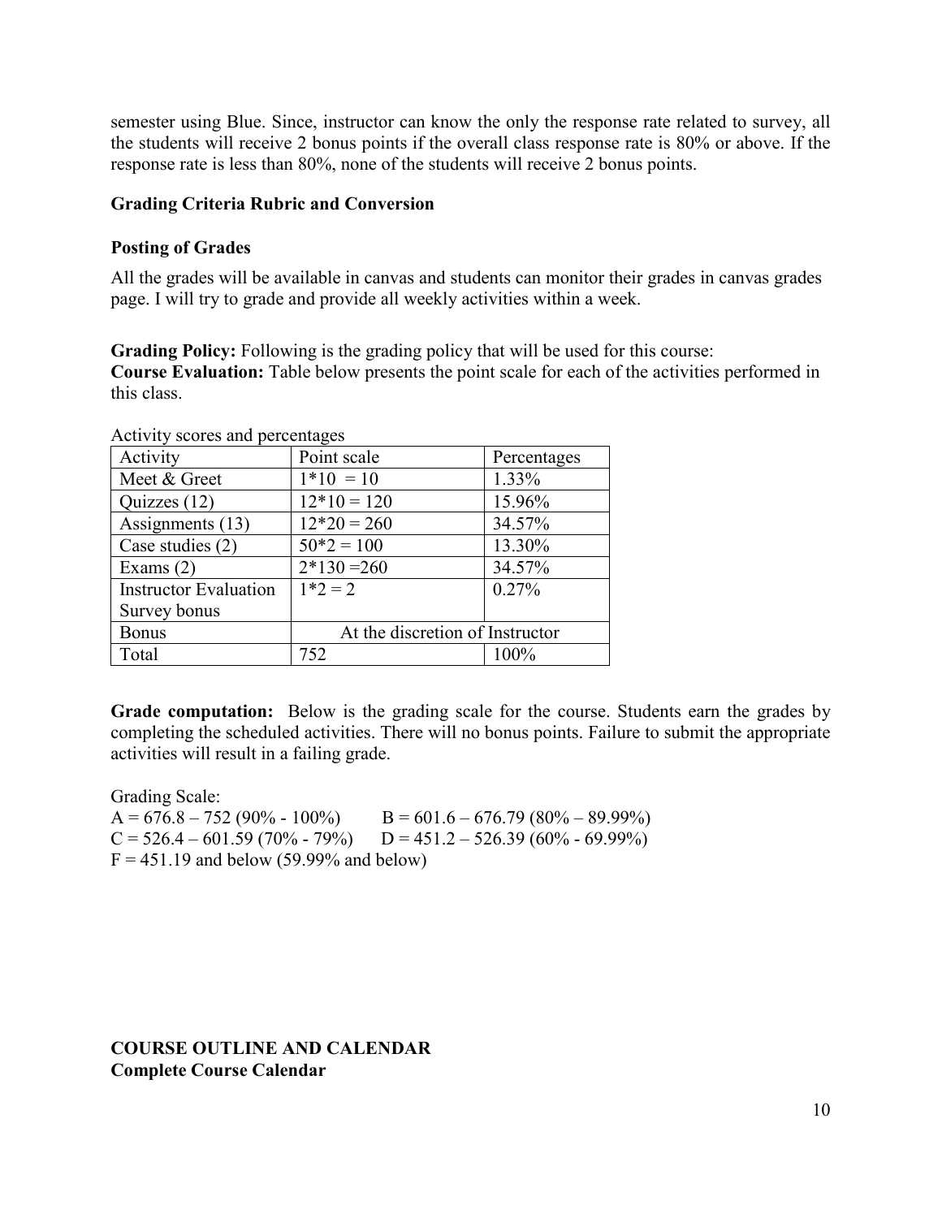semester using Blue. Since, instructor can know the only the response rate related to survey, all the students will receive 2 bonus points if the overall class response rate is 80% or above. If the response rate is less than 80%, none of the students will receive 2 bonus points.

**Grading Criteria Rubric and Conversion**

**Posting of Grades**

All the grades will be available in canvas and students can monitor their grades in canvas grades page. I will try to grade and provide all weekly activities within a week.

**Grading Policy:** Following is the grading policy that will be used for this course:
**Course Evaluation:** Table below presents the point scale for each of the activities performed in this class.

Activity scores and percentages

| Activity | Point scale | Percentages |
|---|---|---|
| Meet & Greet | 1*10 = 10 | 1.33% |
| Quizzes (12) | 12*10 = 120 | 15.96% |
| Assignments (13) | 12*20 = 260 | 34.57% |
| Case studies (2) | 50*2 = 100 | 13.30% |
| Exams (2) | 2*130 =260 | 34.57% |
| Instructor Evaluation Survey bonus | 1*2 = 2 | 0.27% |
| Bonus | At the discretion of Instructor | |
| Total | 752 | 100% |

**Grade computation:** Below is the grading scale for the course. Students earn the grades by completing the scheduled activities. There will no bonus points. Failure to submit the appropriate activities will result in a failing grade.

Grading Scale:
A = 676.8 – 752 (90% - 100%)  B = 601.6 – 676.79 (80% – 89.99%)
C = 526.4 – 601.59 (70% - 79%)  D = 451.2 – 526.39 (60% - 69.99%)
F = 451.19 and below (59.99% and below)

**COURSE OUTLINE AND CALENDAR**
**Complete Course Calendar**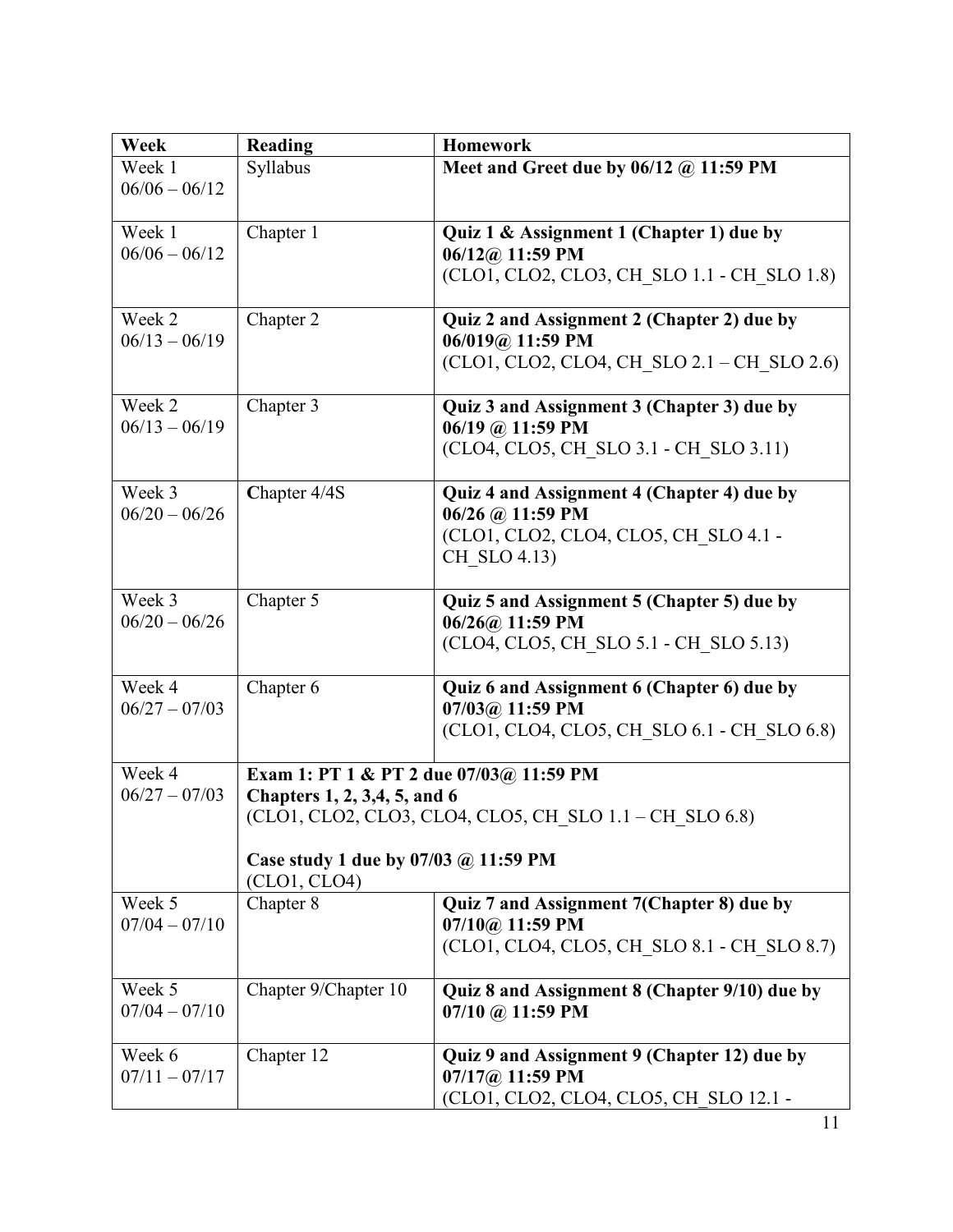| Week | Reading | Homework |
| --- | --- | --- |
| Week 1 06/06 – 06/12 | Syllabus | **Meet and Greet due by 06/12 @ 11:59 PM** |
| Week 1 06/06 – 06/12 | Chapter 1 | **Quiz 1 & Assignment 1 (Chapter 1) due by 06/12@ 11:59 PM** (CLO1, CLO2, CLO3, CH_SLO 1.1 - CH_SLO 1.8) |
| Week 2 06/13 – 06/19 | Chapter 2 | **Quiz 2 and Assignment 2 (Chapter 2) due by 06/019@ 11:59 PM** (CLO1, CLO2, CLO4, CH_SLO 2.1 – CH_SLO 2.6) |
| Week 2 06/13 – 06/19 | Chapter 3 | **Quiz 3 and Assignment 3 (Chapter 3) due by 06/19 @ 11:59 PM** (CLO4, CLO5, CH_SLO 3.1 - CH_SLO 3.11) |
| Week 3 06/20 – 06/26 | **C**hapter 4/4S | **Quiz 4 and Assignment 4 (Chapter 4) due by 06/26 @ 11:59 PM** (CLO1, CLO2, CLO4, CLO5, CH_SLO 4.1 - CH_SLO 4.13) |
| Week 3 06/20 – 06/26 | Chapter 5 | **Quiz 5 and Assignment 5 (Chapter 5) due by 06/26@ 11:59 PM** (CLO4, CLO5, CH_SLO 5.1 - CH_SLO 5.13) |
| Week 4 06/27 – 07/03 | Chapter 6 | **Quiz 6 and Assignment 6 (Chapter 6) due by 07/03@ 11:59 PM** (CLO1, CLO4, CLO5, CH_SLO 6.1 - CH_SLO 6.8) |
| Week 4 06/27 – 07/03 | **Exam 1: PT 1 & PT 2 due 07/03@ 11:59 PM Chapters 1, 2, 3,4, 5, and 6** (CLO1, CLO2, CLO3, CLO4, CLO5, CH_SLO 1.1 – CH_SLO 6.8) **Case study 1 due by 07/03 @ 11:59 PM** (CLO1, CLO4) | |
| Week 5 07/04 – 07/10 | Chapter 8 | **Quiz 7 and Assignment 7(Chapter 8) due by 07/10@ 11:59 PM** (CLO1, CLO4, CLO5, CH_SLO 8.1 - CH_SLO 8.7) |
| Week 5 07/04 – 07/10 | Chapter 9/Chapter 10 | **Quiz 8 and Assignment 8 (Chapter 9/10) due by 07/10 @ 11:59 PM** |
| Week 6 07/11 – 07/17 | Chapter 12 | **Quiz 9 and Assignment 9 (Chapter 12) due by 07/17@ 11:59 PM** (CLO1, CLO2, CLO4, CLO5, CH_SLO 12.1 - |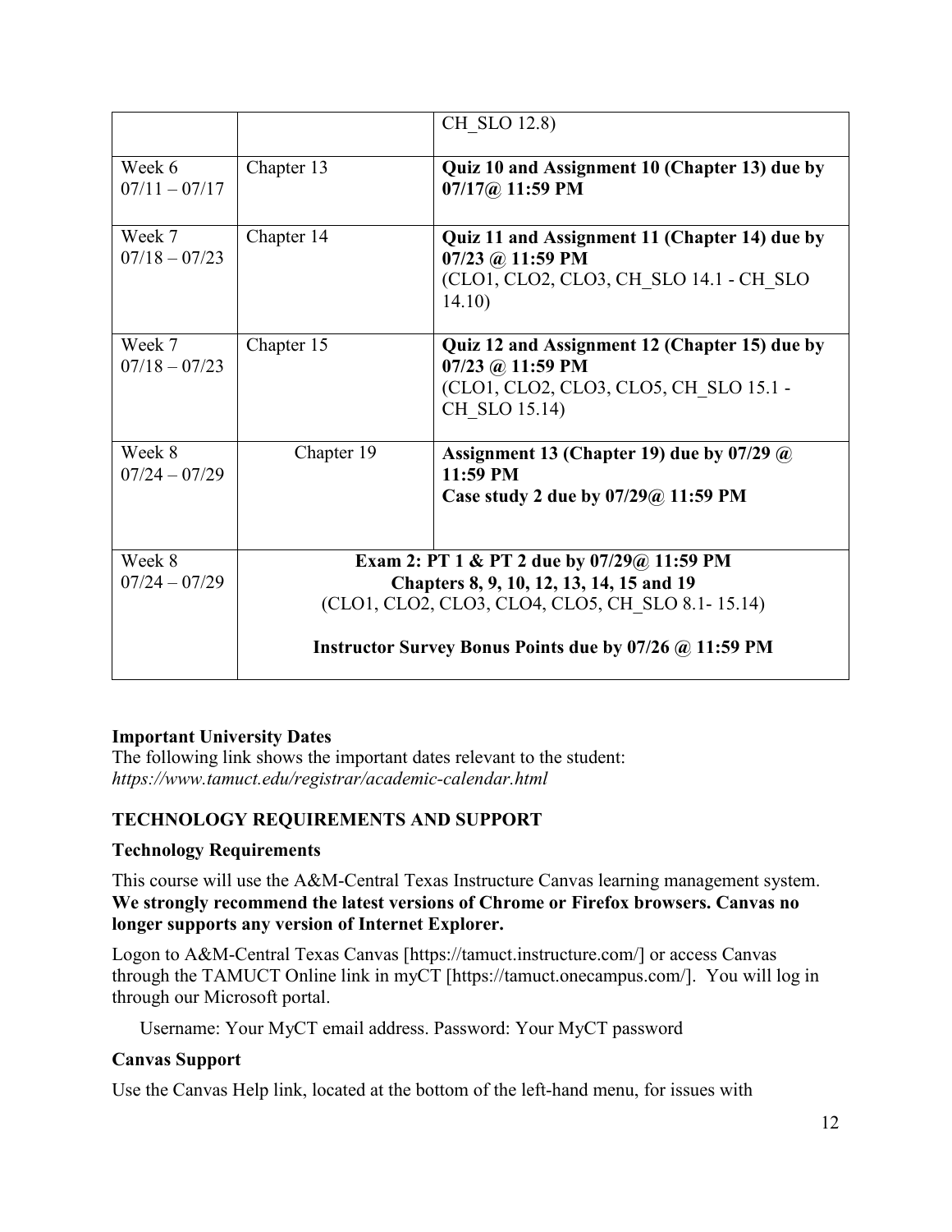| | | |
|---|---|---|
| | | CH_SLO 12.8) |
| Week 6 07/11 – 07/17 | Chapter 13 | **Quiz 10 and Assignment 10 (Chapter 13) due by 07/17@ 11:59 PM** |
| Week 7 07/18 – 07/23 | Chapter 14 | **Quiz 11 and Assignment 11 (Chapter 14) due by 07/23 @ 11:59 PM** (CLO1, CLO2, CLO3, CH_SLO 14.1 - CH_SLO 14.10) |
| Week 7 07/18 – 07/23 | Chapter 15 | **Quiz 12 and Assignment 12 (Chapter 15) due by 07/23 @ 11:59 PM** (CLO1, CLO2, CLO3, CLO5, CH_SLO 15.1 - CH_SLO 15.14) |
| Week 8 07/24 – 07/29 | Chapter 19 | **Assignment 13 (Chapter 19) due by 07/29 @ 11:59 PM** **Case study 2 due by 07/29@ 11:59 PM** |
| Week 8 07/24 – 07/29 | **Exam 2: PT 1 & PT 2 due by 07/29@ 11:59 PM** **Chapters 8, 9, 10, 12, 13, 14, 15 and 19** (CLO1, CLO2, CLO3, CLO4, CLO5, CH_SLO 8.1- 15.14) **Instructor Survey Bonus Points due by 07/26 @ 11:59 PM** | |

**Important University Dates**
The following link shows the important dates relevant to the student:
*https://www.tamuct.edu/registrar/academic-calendar.html*

## TECHNOLOGY REQUIREMENTS AND SUPPORT

### Technology Requirements

This course will use the A&M-Central Texas Instructure Canvas learning management system. **We strongly recommend the latest versions of Chrome or Firefox browsers. Canvas no longer supports any version of Internet Explorer.**

Logon to A&M-Central Texas Canvas [https://tamuct.instructure.com/] or access Canvas through the TAMUCT Online link in myCT [https://tamuct.onecampus.com/]. You will log in through our Microsoft portal.

Username: Your MyCT email address. Password: Your MyCT password

### Canvas Support

Use the Canvas Help link, located at the bottom of the left-hand menu, for issues with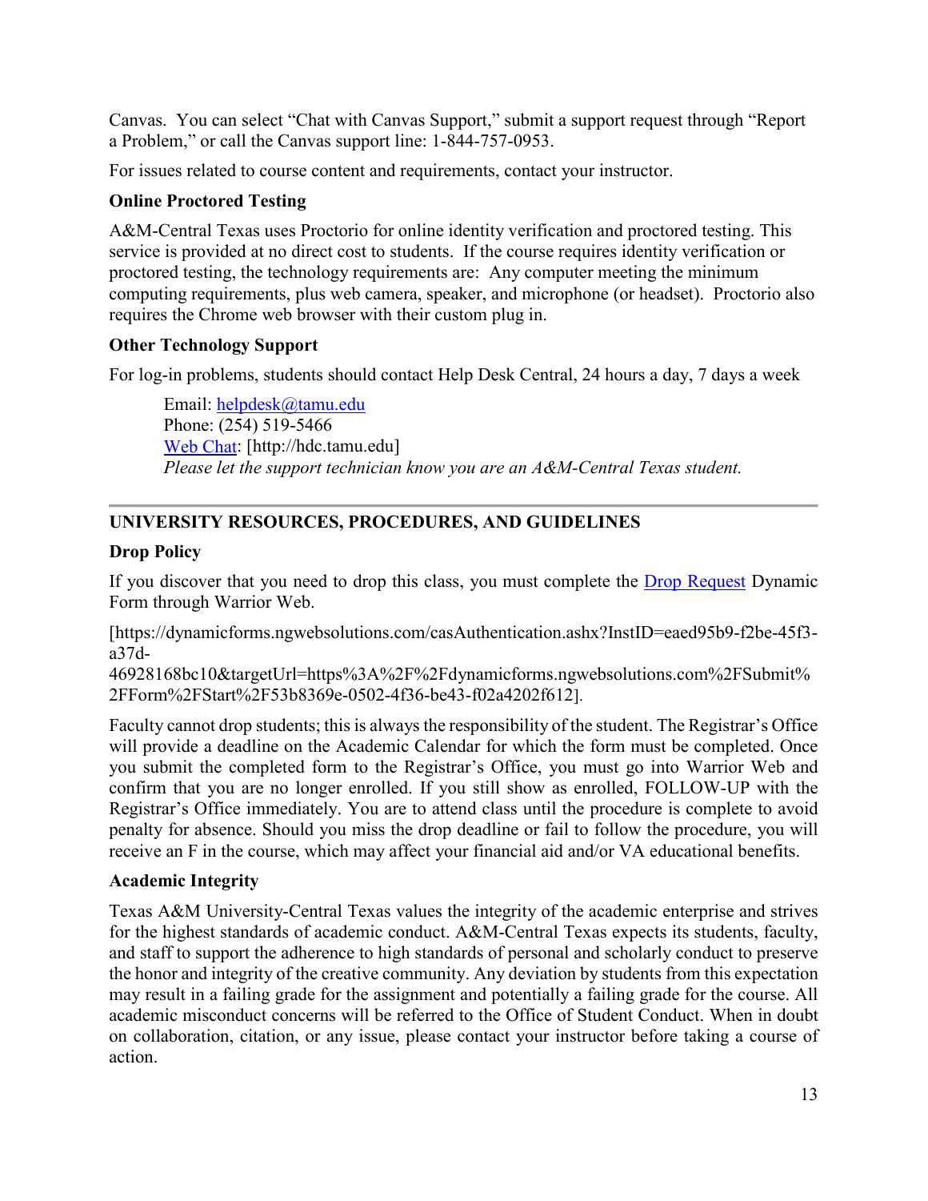Canvas. You can select "Chat with Canvas Support," submit a support request through "Report a Problem," or call the Canvas support line: 1-844-757-0953.

For issues related to course content and requirements, contact your instructor.

### Online Proctored Testing

A&M-Central Texas uses Proctorio for online identity verification and proctored testing. This service is provided at no direct cost to students. If the course requires identity verification or proctored testing, the technology requirements are: Any computer meeting the minimum computing requirements, plus web camera, speaker, and microphone (or headset). Proctorio also requires the Chrome web browser with their custom plug in.

### Other Technology Support

For log-in problems, students should contact Help Desk Central, 24 hours a day, 7 days a week

> Email: helpdesk@tamu.edu
> Phone: (254) 519-5466
> Web Chat: [http://hdc.tamu.edu]
> *Please let the support technician know you are an A&M-Central Texas student.*

---

## UNIVERSITY RESOURCES, PROCEDURES, AND GUIDELINES

### Drop Policy

If you discover that you need to drop this class, you must complete the Drop Request Dynamic Form through Warrior Web.

[https://dynamicforms.ngwebsolutions.com/casAuthentication.ashx?InstID=eaed95b9-f2be-45f3-a37d-46928168bc10&targetUrl=https%3A%2F%2Fdynamicforms.ngwebsolutions.com%2FSubmit%2FForm%2FStart%2F53b8369e-0502-4f36-be43-f02a4202f612].

Faculty cannot drop students; this is always the responsibility of the student. The Registrar's Office will provide a deadline on the Academic Calendar for which the form must be completed. Once you submit the completed form to the Registrar's Office, you must go into Warrior Web and confirm that you are no longer enrolled. If you still show as enrolled, FOLLOW-UP with the Registrar's Office immediately. You are to attend class until the procedure is complete to avoid penalty for absence. Should you miss the drop deadline or fail to follow the procedure, you will receive an F in the course, which may affect your financial aid and/or VA educational benefits.

### Academic Integrity

Texas A&M University-Central Texas values the integrity of the academic enterprise and strives for the highest standards of academic conduct. A&M-Central Texas expects its students, faculty, and staff to support the adherence to high standards of personal and scholarly conduct to preserve the honor and integrity of the creative community. Any deviation by students from this expectation may result in a failing grade for the assignment and potentially a failing grade for the course. All academic misconduct concerns will be referred to the Office of Student Conduct. When in doubt on collaboration, citation, or any issue, please contact your instructor before taking a course of action.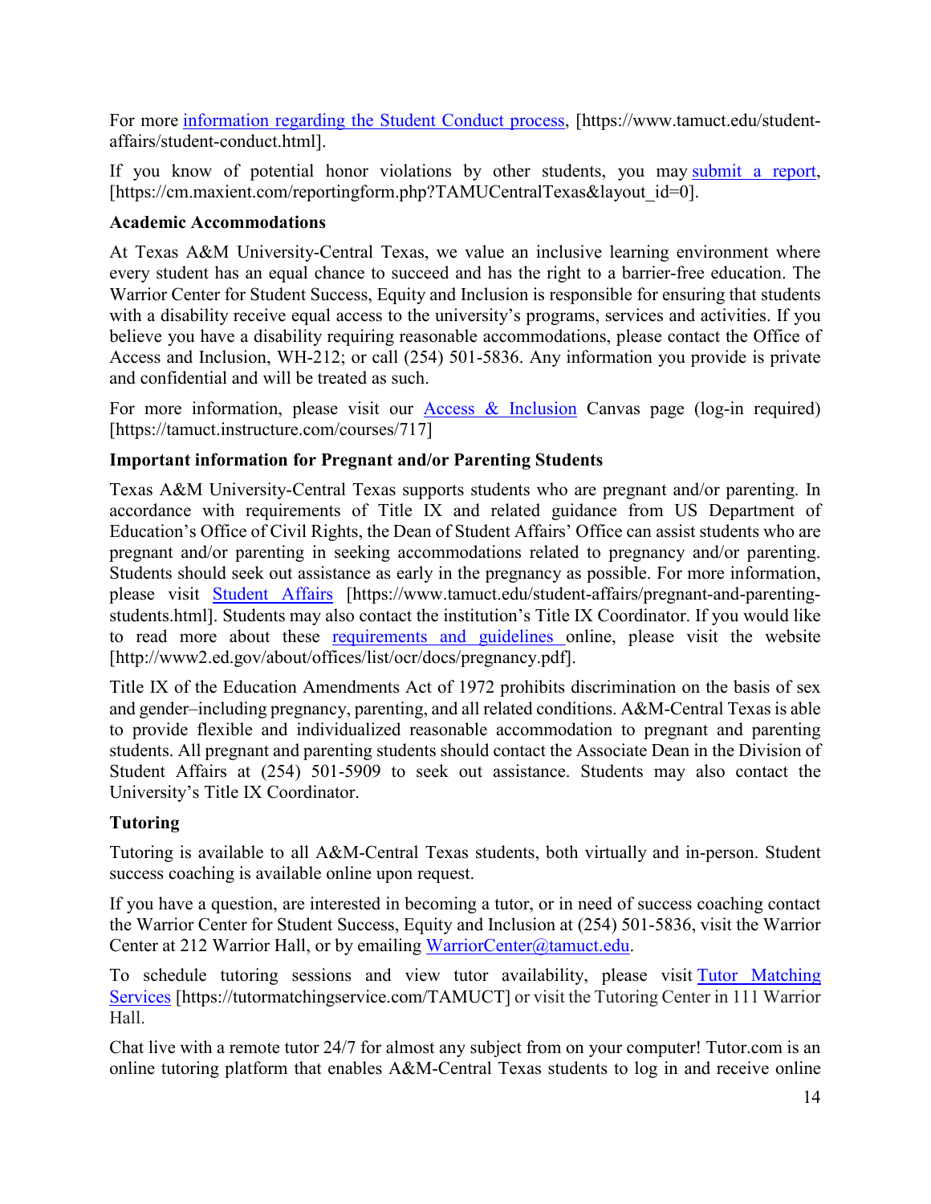For more [information regarding the Student Conduct process](https://www.tamuct.edu/student-affairs/student-conduct.html), [https://www.tamuct.edu/student-affairs/student-conduct.html].

If you know of potential honor violations by other students, you may [submit a report](https://cm.maxient.com/reportingform.php?TAMUCentralTexas&layout_id=0), [https://cm.maxient.com/reportingform.php?TAMUCentralTexas&layout_id=0].

**Academic Accommodations**

At Texas A&M University-Central Texas, we value an inclusive learning environment where every student has an equal chance to succeed and has the right to a barrier-free education. The Warrior Center for Student Success, Equity and Inclusion is responsible for ensuring that students with a disability receive equal access to the university's programs, services and activities. If you believe you have a disability requiring reasonable accommodations, please contact the Office of Access and Inclusion, WH-212; or call (254) 501-5836. Any information you provide is private and confidential and will be treated as such.

For more information, please visit our [Access & Inclusion](https://tamuct.instructure.com/courses/717) Canvas page (log-in required) [https://tamuct.instructure.com/courses/717]

**Important information for Pregnant and/or Parenting Students**

Texas A&M University-Central Texas supports students who are pregnant and/or parenting. In accordance with requirements of Title IX and related guidance from US Department of Education's Office of Civil Rights, the Dean of Student Affairs' Office can assist students who are pregnant and/or parenting in seeking accommodations related to pregnancy and/or parenting. Students should seek out assistance as early in the pregnancy as possible. For more information, please visit [Student Affairs](https://www.tamuct.edu/student-affairs/pregnant-and-parenting-students.html) [https://www.tamuct.edu/student-affairs/pregnant-and-parenting-students.html]. Students may also contact the institution's Title IX Coordinator. If you would like to read more about these [requirements and guidelines](http://www2.ed.gov/about/offices/list/ocr/docs/pregnancy.pdf) online, please visit the website [http://www2.ed.gov/about/offices/list/ocr/docs/pregnancy.pdf].

Title IX of the Education Amendments Act of 1972 prohibits discrimination on the basis of sex and gender–including pregnancy, parenting, and all related conditions. A&M-Central Texas is able to provide flexible and individualized reasonable accommodation to pregnant and parenting students. All pregnant and parenting students should contact the Associate Dean in the Division of Student Affairs at (254) 501-5909 to seek out assistance. Students may also contact the University's Title IX Coordinator.

**Tutoring**

Tutoring is available to all A&M-Central Texas students, both virtually and in-person. Student success coaching is available online upon request.

If you have a question, are interested in becoming a tutor, or in need of success coaching contact the Warrior Center for Student Success, Equity and Inclusion at (254) 501-5836, visit the Warrior Center at 212 Warrior Hall, or by emailing [WarriorCenter@tamuct.edu](mailto:WarriorCenter@tamuct.edu).

To schedule tutoring sessions and view tutor availability, please visit [Tutor Matching Services](https://tutormatchingservice.com/TAMUCT) [https://tutormatchingservice.com/TAMUCT] or visit the Tutoring Center in 111 Warrior Hall.

Chat live with a remote tutor 24/7 for almost any subject from on your computer! Tutor.com is an online tutoring platform that enables A&M-Central Texas students to log in and receive online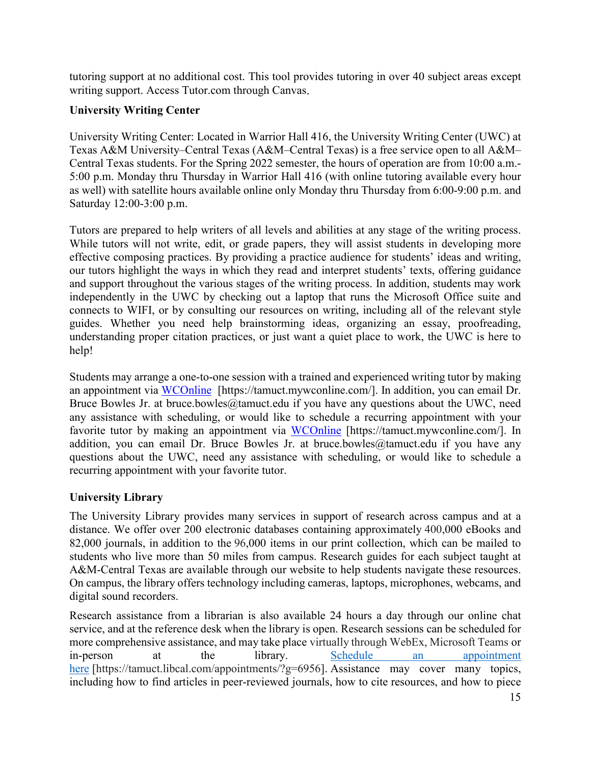tutoring support at no additional cost. This tool provides tutoring in over 40 subject areas except writing support. Access Tutor.com through Canvas.

**University Writing Center**

University Writing Center: Located in Warrior Hall 416, the University Writing Center (UWC) at Texas A&M University–Central Texas (A&M–Central Texas) is a free service open to all A&M–Central Texas students. For the Spring 2022 semester, the hours of operation are from 10:00 a.m.-5:00 p.m. Monday thru Thursday in Warrior Hall 416 (with online tutoring available every hour as well) with satellite hours available online only Monday thru Thursday from 6:00-9:00 p.m. and Saturday 12:00-3:00 p.m.

Tutors are prepared to help writers of all levels and abilities at any stage of the writing process. While tutors will not write, edit, or grade papers, they will assist students in developing more effective composing practices. By providing a practice audience for students' ideas and writing, our tutors highlight the ways in which they read and interpret students' texts, offering guidance and support throughout the various stages of the writing process. In addition, students may work independently in the UWC by checking out a laptop that runs the Microsoft Office suite and connects to WIFI, or by consulting our resources on writing, including all of the relevant style guides. Whether you need help brainstorming ideas, organizing an essay, proofreading, understanding proper citation practices, or just want a quiet place to work, the UWC is here to help!

Students may arrange a one-to-one session with a trained and experienced writing tutor by making an appointment via WCOnline [https://tamuct.mywconline.com/]. In addition, you can email Dr. Bruce Bowles Jr. at bruce.bowles@tamuct.edu if you have any questions about the UWC, need any assistance with scheduling, or would like to schedule a recurring appointment with your favorite tutor by making an appointment via WCOnline [https://tamuct.mywconline.com/]. In addition, you can email Dr. Bruce Bowles Jr. at bruce.bowles@tamuct.edu if you have any questions about the UWC, need any assistance with scheduling, or would like to schedule a recurring appointment with your favorite tutor.

**University Library**

The University Library provides many services in support of research across campus and at a distance. We offer over 200 electronic databases containing approximately 400,000 eBooks and 82,000 journals, in addition to the 96,000 items in our print collection, which can be mailed to students who live more than 50 miles from campus. Research guides for each subject taught at A&M-Central Texas are available through our website to help students navigate these resources. On campus, the library offers technology including cameras, laptops, microphones, webcams, and digital sound recorders.

Research assistance from a librarian is also available 24 hours a day through our online chat service, and at the reference desk when the library is open. Research sessions can be scheduled for more comprehensive assistance, and may take place virtually through WebEx, Microsoft Teams or in-person at the library. Schedule an appointment here [https://tamuct.libcal.com/appointments/?g=6956]. Assistance may cover many topics, including how to find articles in peer-reviewed journals, how to cite resources, and how to piece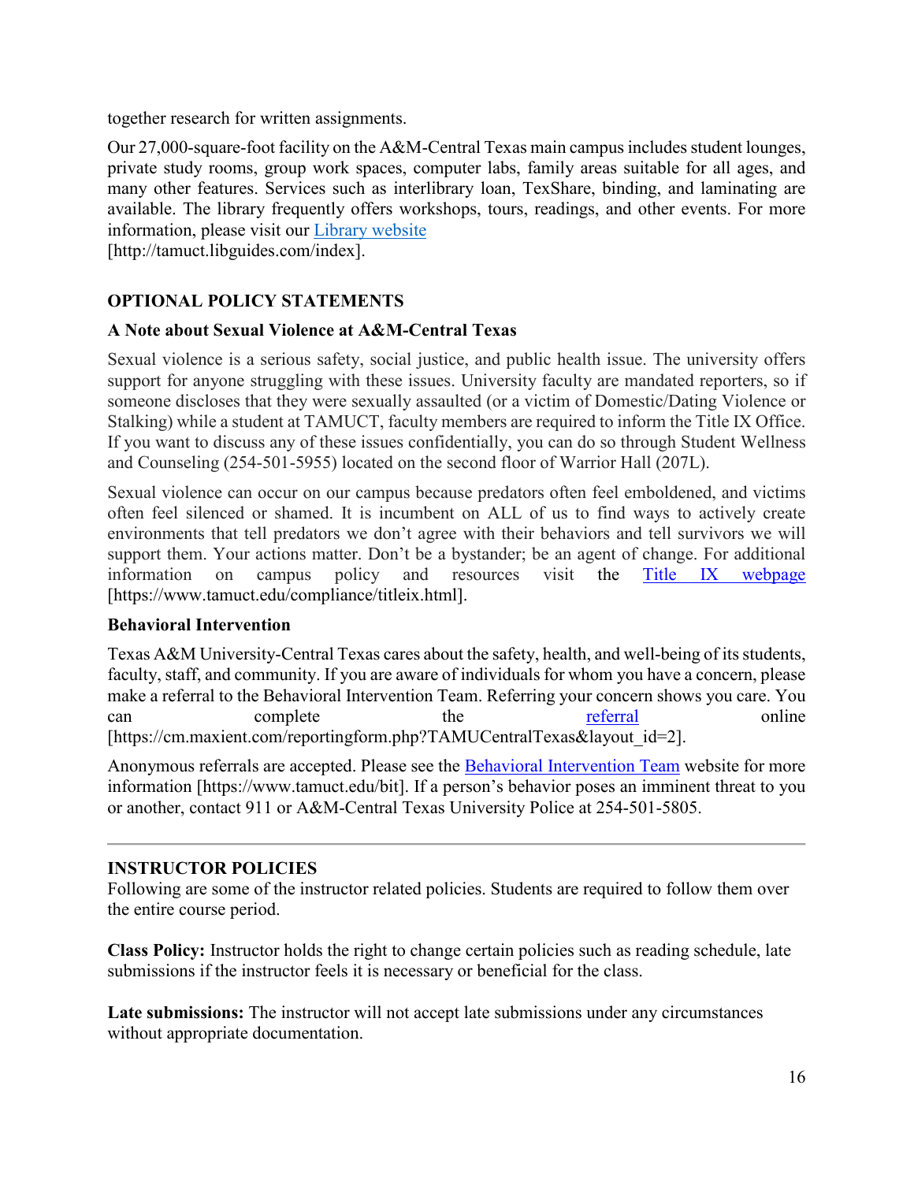together research for written assignments.

Our 27,000-square-foot facility on the A&M-Central Texas main campus includes student lounges, private study rooms, group work spaces, computer labs, family areas suitable for all ages, and many other features. Services such as interlibrary loan, TexShare, binding, and laminating are available. The library frequently offers workshops, tours, readings, and other events. For more information, please visit our Library website [http://tamuct.libguides.com/index].

## OPTIONAL POLICY STATEMENTS

### A Note about Sexual Violence at A&M-Central Texas

Sexual violence is a serious safety, social justice, and public health issue. The university offers support for anyone struggling with these issues. University faculty are mandated reporters, so if someone discloses that they were sexually assaulted (or a victim of Domestic/Dating Violence or Stalking) while a student at TAMUCT, faculty members are required to inform the Title IX Office. If you want to discuss any of these issues confidentially, you can do so through Student Wellness and Counseling (254-501-5955) located on the second floor of Warrior Hall (207L).

Sexual violence can occur on our campus because predators often feel emboldened, and victims often feel silenced or shamed. It is incumbent on ALL of us to find ways to actively create environments that tell predators we don't agree with their behaviors and tell survivors we will support them. Your actions matter. Don't be a bystander; be an agent of change. For additional information on campus policy and resources visit the Title IX webpage [https://www.tamuct.edu/compliance/titleix.html].

### Behavioral Intervention

Texas A&M University-Central Texas cares about the safety, health, and well-being of its students, faculty, staff, and community. If you are aware of individuals for whom you have a concern, please make a referral to the Behavioral Intervention Team. Referring your concern shows you care. You can complete the referral online [https://cm.maxient.com/reportingform.php?TAMUCentralTexas&layout_id=2].

Anonymous referrals are accepted. Please see the Behavioral Intervention Team website for more information [https://www.tamuct.edu/bit]. If a person's behavior poses an imminent threat to you or another, contact 911 or A&M-Central Texas University Police at 254-501-5805.

---

## INSTRUCTOR POLICIES

Following are some of the instructor related policies. Students are required to follow them over the entire course period.

**Class Policy:** Instructor holds the right to change certain policies such as reading schedule, late submissions if the instructor feels it is necessary or beneficial for the class.

**Late submissions:** The instructor will not accept late submissions under any circumstances without appropriate documentation.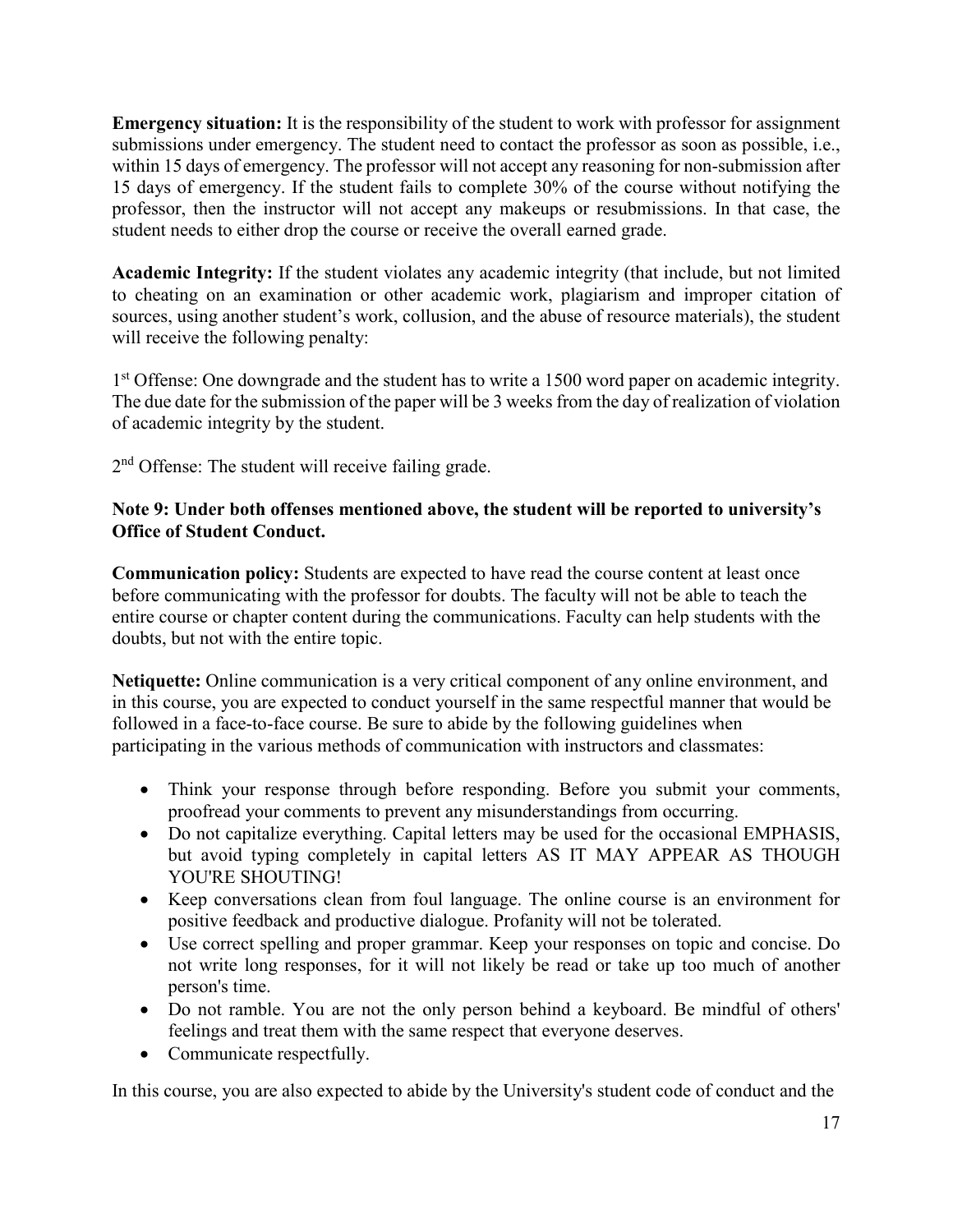**Emergency situation:** It is the responsibility of the student to work with professor for assignment submissions under emergency. The student need to contact the professor as soon as possible, i.e., within 15 days of emergency. The professor will not accept any reasoning for non-submission after 15 days of emergency. If the student fails to complete 30% of the course without notifying the professor, then the instructor will not accept any makeups or resubmissions. In that case, the student needs to either drop the course or receive the overall earned grade.

**Academic Integrity:** If the student violates any academic integrity (that include, but not limited to cheating on an examination or other academic work, plagiarism and improper citation of sources, using another student's work, collusion, and the abuse of resource materials), the student will receive the following penalty:

1st Offense: One downgrade and the student has to write a 1500 word paper on academic integrity. The due date for the submission of the paper will be 3 weeks from the day of realization of violation of academic integrity by the student.

2nd Offense: The student will receive failing grade.

**Note 9: Under both offenses mentioned above, the student will be reported to university's Office of Student Conduct.**

**Communication policy:** Students are expected to have read the course content at least once before communicating with the professor for doubts. The faculty will not be able to teach the entire course or chapter content during the communications. Faculty can help students with the doubts, but not with the entire topic.

**Netiquette:** Online communication is a very critical component of any online environment, and in this course, you are expected to conduct yourself in the same respectful manner that would be followed in a face-to-face course. Be sure to abide by the following guidelines when participating in the various methods of communication with instructors and classmates:

- Think your response through before responding. Before you submit your comments, proofread your comments to prevent any misunderstandings from occurring.
- Do not capitalize everything. Capital letters may be used for the occasional EMPHASIS, but avoid typing completely in capital letters AS IT MAY APPEAR AS THOUGH YOU'RE SHOUTING!
- Keep conversations clean from foul language. The online course is an environment for positive feedback and productive dialogue. Profanity will not be tolerated.
- Use correct spelling and proper grammar. Keep your responses on topic and concise. Do not write long responses, for it will not likely be read or take up too much of another person's time.
- Do not ramble. You are not the only person behind a keyboard. Be mindful of others' feelings and treat them with the same respect that everyone deserves.
- Communicate respectfully.

In this course, you are also expected to abide by the University's student code of conduct and the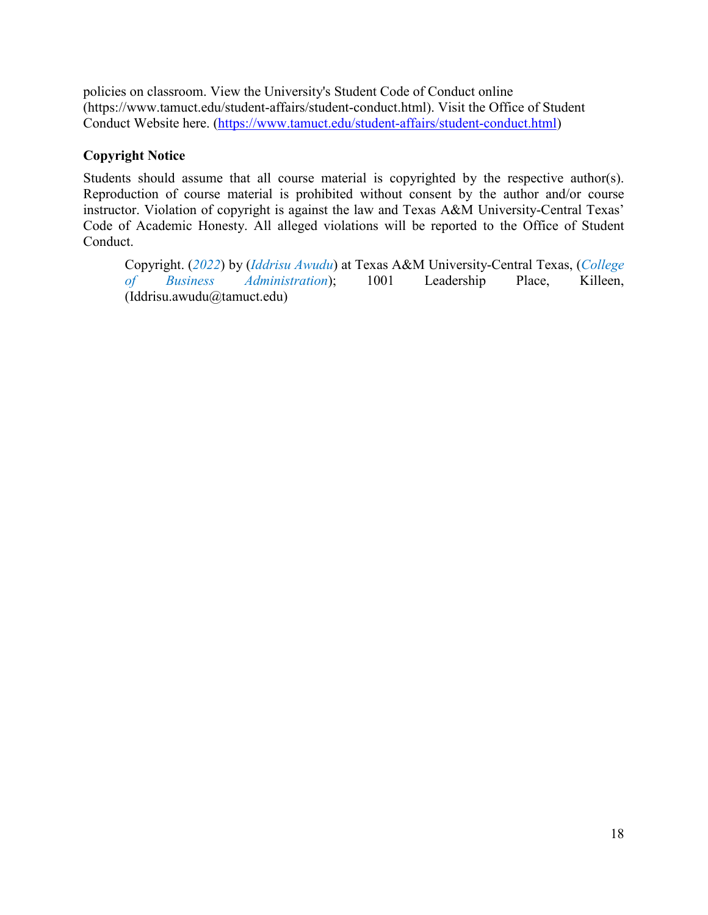policies on classroom. View the University's Student Code of Conduct online (https://www.tamuct.edu/student-affairs/student-conduct.html). Visit the Office of Student Conduct Website here. (https://www.tamuct.edu/student-affairs/student-conduct.html)

**Copyright Notice**

Students should assume that all course material is copyrighted by the respective author(s). Reproduction of course material is prohibited without consent by the author and/or course instructor. Violation of copyright is against the law and Texas A&M University-Central Texas' Code of Academic Honesty. All alleged violations will be reported to the Office of Student Conduct.

> Copyright. (*2022*) by (*Iddrisu Awudu*) at Texas A&M University-Central Texas, (*College of Business Administration*); 1001 Leadership Place, Killeen, (Iddrisu.awudu@tamuct.edu)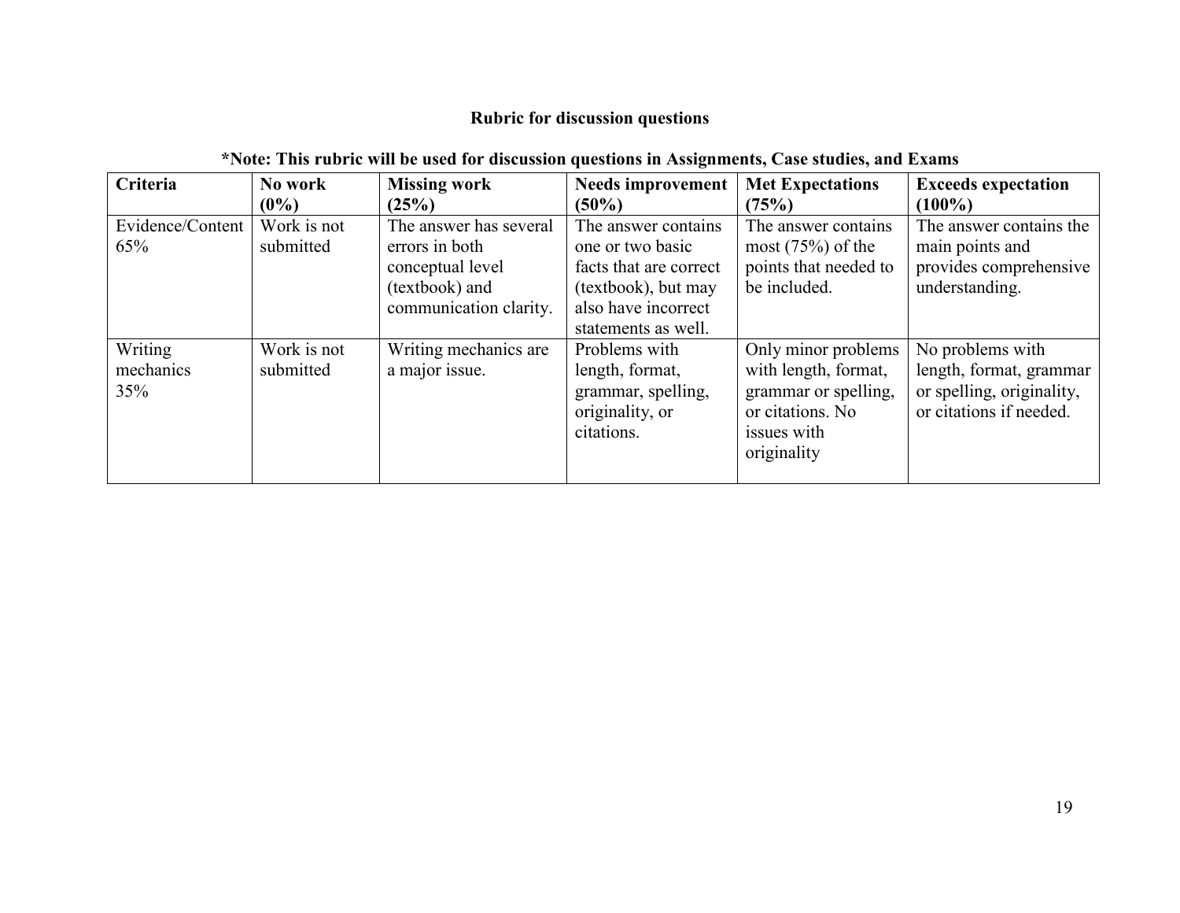**Rubric for discussion questions**

***Note: This rubric will be used for discussion questions in Assignments, Case studies, and Exams**

| **Criteria** | **No work (0%)** | **Missing work (25%)** | **Needs improvement (50%)** | **Met Expectations (75%)** | **Exceeds expectation (100%)** |
|---|---|---|---|---|---|
| Evidence/Content 65% | Work is not submitted | The answer has several errors in both conceptual level (textbook) and communication clarity. | The answer contains one or two basic facts that are correct (textbook), but may also have incorrect statements as well. | The answer contains most (75%) of the points that needed to be included. | The answer contains the main points and provides comprehensive understanding. |
| Writing mechanics 35% | Work is not submitted | Writing mechanics are a major issue. | Problems with length, format, grammar, spelling, originality, or citations. | Only minor problems with length, format, grammar or spelling, or citations. No issues with originality | No problems with length, format, grammar or spelling, originality, or citations if needed. |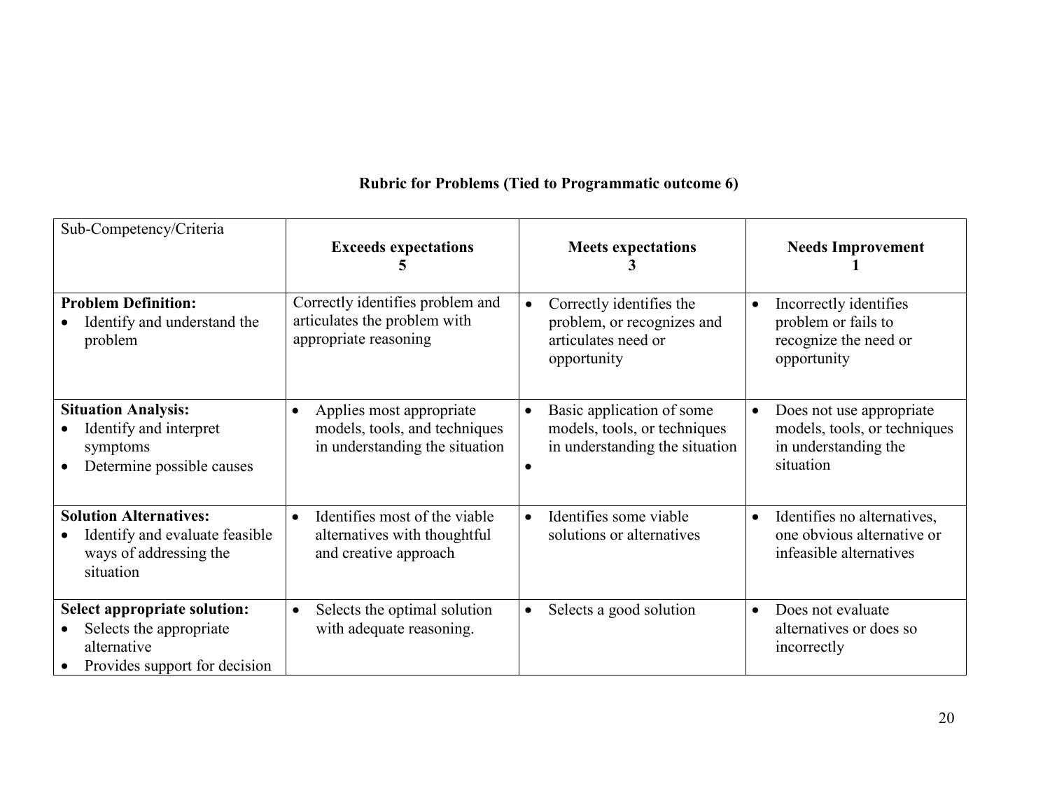**Rubric for Problems (Tied to Programmatic outcome 6)**

| Sub-Competency/Criteria | Exceeds expectations<br>5 | Meets expectations<br>3 | Needs Improvement<br>1 |
|---|---|---|---|
| **Problem Definition:**<br>• Identify and understand the problem | Correctly identifies problem and articulates the problem with appropriate reasoning | • Correctly identifies the problem, or recognizes and articulates need or opportunity | • Incorrectly identifies problem or fails to recognize the need or opportunity |
| **Situation Analysis:**<br>• Identify and interpret symptoms<br>• Determine possible causes | • Applies most appropriate models, tools, and techniques in understanding the situation | • Basic application of some models, tools, or techniques in understanding the situation<br>• | • Does not use appropriate models, tools, or techniques in understanding the situation |
| **Solution Alternatives:**<br>• Identify and evaluate feasible ways of addressing the situation | • Identifies most of the viable alternatives with thoughtful and creative approach | • Identifies some viable solutions or alternatives | • Identifies no alternatives, one obvious alternative or infeasible alternatives |
| **Select appropriate solution:**<br>• Selects the appropriate alternative<br>• Provides support for decision | • Selects the optimal solution with adequate reasoning. | • Selects a good solution | • Does not evaluate alternatives or does so incorrectly |